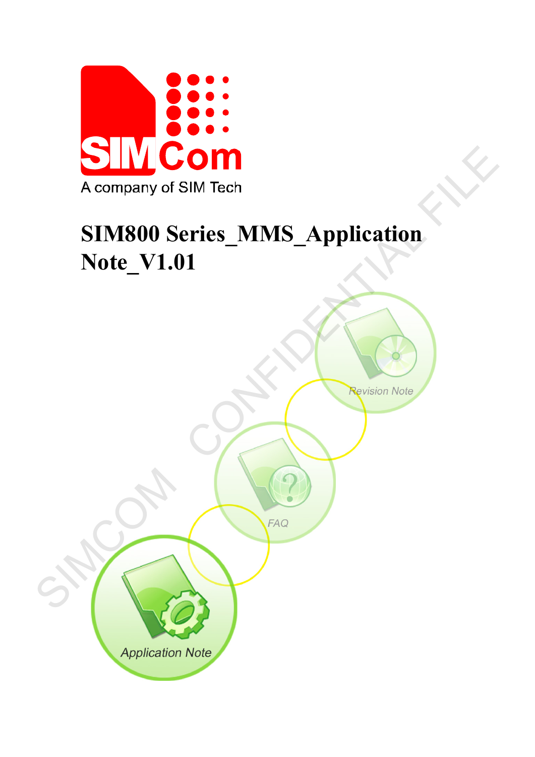A company of SIM Tech

# SIM800 Series_MMS_Application Note_V1.01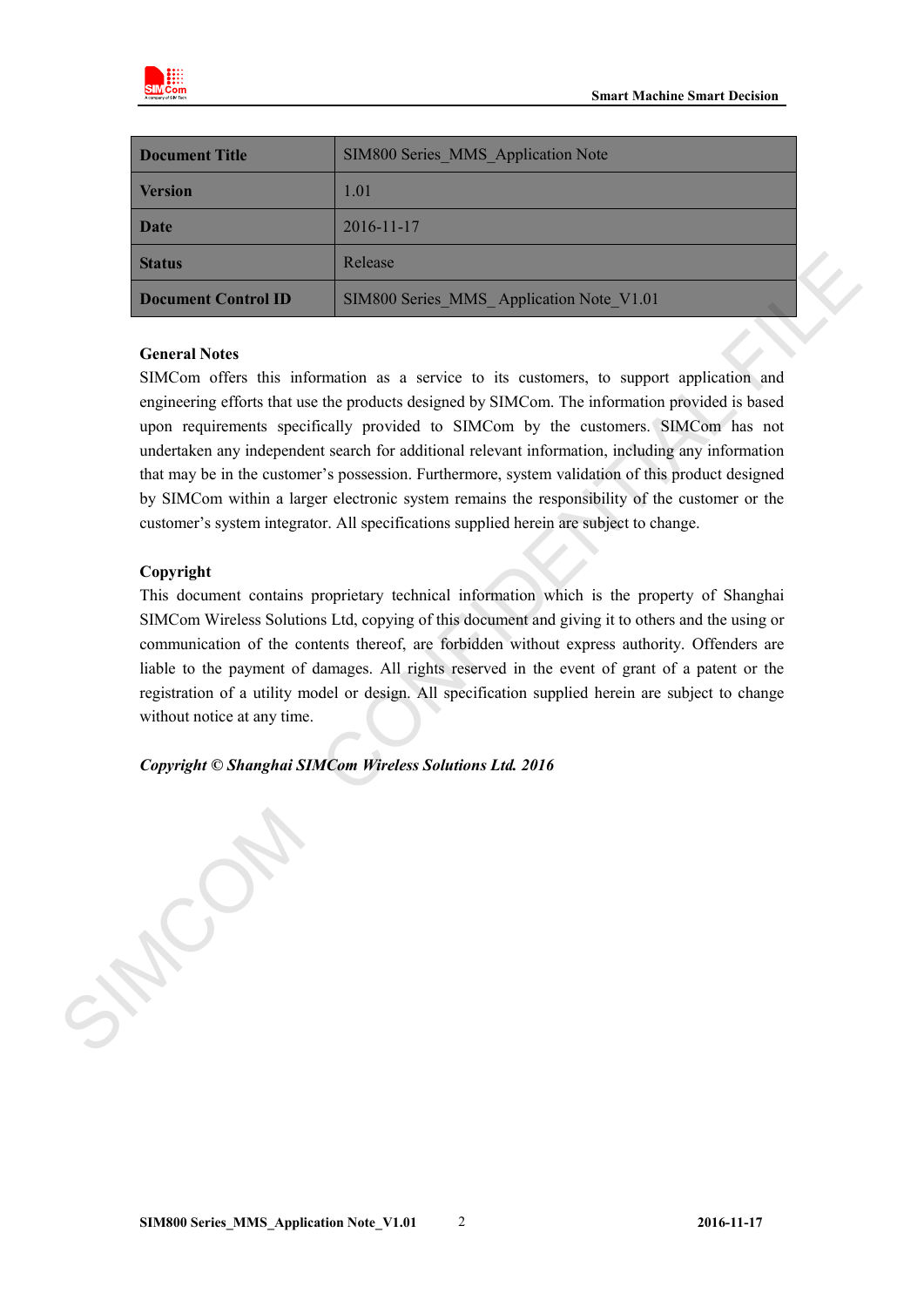| Document Title | SIM800 Series_MMS_Application Note |
|---|---|
| Version | 1.01 |
| Date | 2016-11-17 |
| Status | Release |
| Document Control ID | SIM800 Series_MMS_ Application Note_V1.01 |

**General Notes**

SIMCom offers this information as a service to its customers, to support application and engineering efforts that use the products designed by SIMCom. The information provided is based upon requirements specifically provided to SIMCom by the customers. SIMCom has not undertaken any independent search for additional relevant information, including any information that may be in the customer's possession. Furthermore, system validation of this product designed by SIMCom within a larger electronic system remains the responsibility of the customer or the customer's system integrator. All specifications supplied herein are subject to change.

**Copyright**

This document contains proprietary technical information which is the property of Shanghai SIMCom Wireless Solutions Ltd, copying of this document and giving it to others and the using or communication of the contents thereof, are forbidden without express authority. Offenders are liable to the payment of damages. All rights reserved in the event of grant of a patent or the registration of a utility model or design. All specification supplied herein are subject to change without notice at any time.

***Copyright © Shanghai SIMCom Wireless Solutions Ltd. 2016***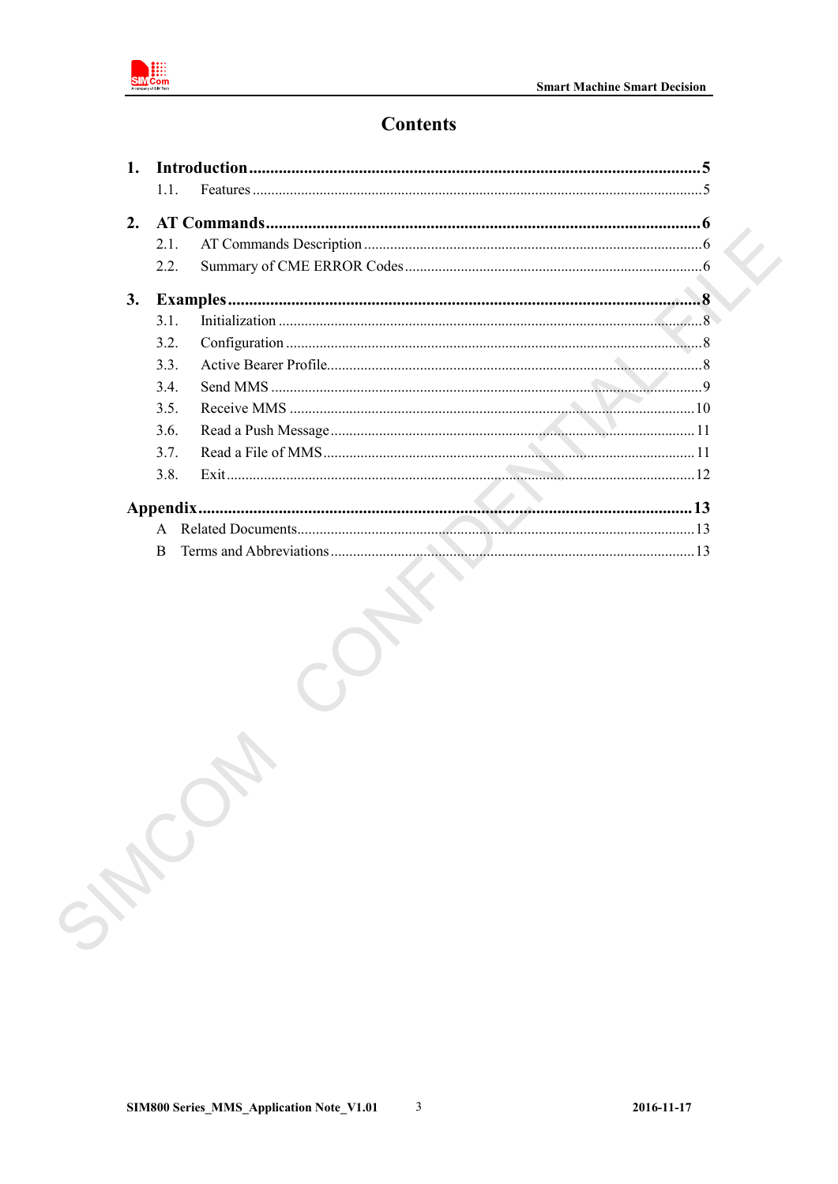# Contents

1. **Introduction** ........................................................ 5
   - 1.1. Features ........................................................ 5
2. **AT Commands** ........................................................ 6
   - 2.1. AT Commands Description ........................................................ 6
   - 2.2. Summary of CME ERROR Codes ........................................................ 6
3. **Examples** ........................................................ 8
   - 3.1. Initialization ........................................................ 8
   - 3.2. Configuration ........................................................ 8
   - 3.3. Active Bearer Profile ........................................................ 8
   - 3.4. Send MMS ........................................................ 9
   - 3.5. Receive MMS ........................................................ 10
   - 3.6. Read a Push Message ........................................................ 11
   - 3.7. Read a File of MMS ........................................................ 11
   - 3.8. Exit ........................................................ 12

**Appendix** ........................................................ 13
- A Related Documents ........................................................ 13
- B Terms and Abbreviations ........................................................ 13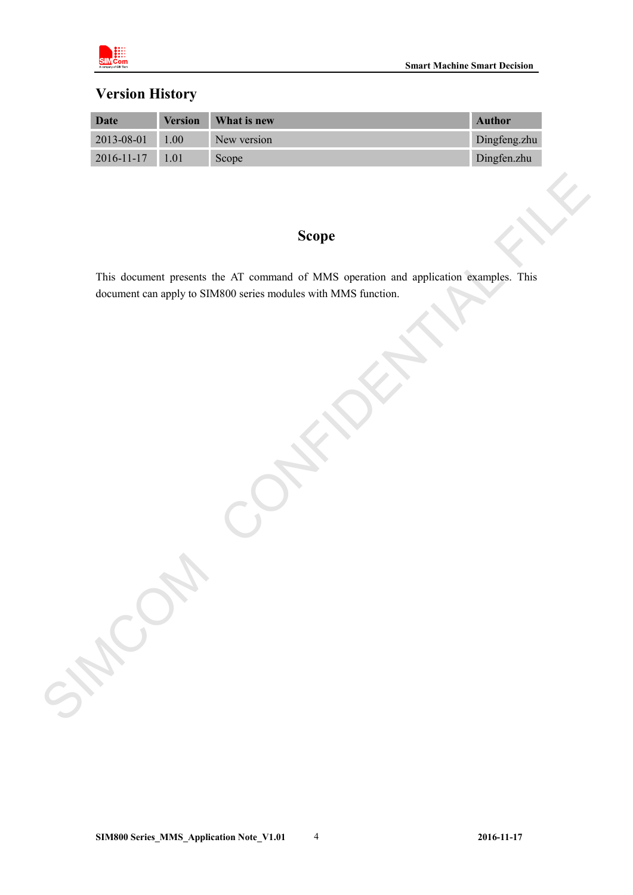## Version History

| Date | Version | What is new | Author |
| --- | --- | --- | --- |
| 2013-08-01 | 1.00 | New version | Dingfeng.zhu |
| 2016-11-17 | 1.01 | Scope | Dingfen.zhu |

# Scope

This document presents the AT command of MMS operation and application examples. This document can apply to SIM800 series modules with MMS function.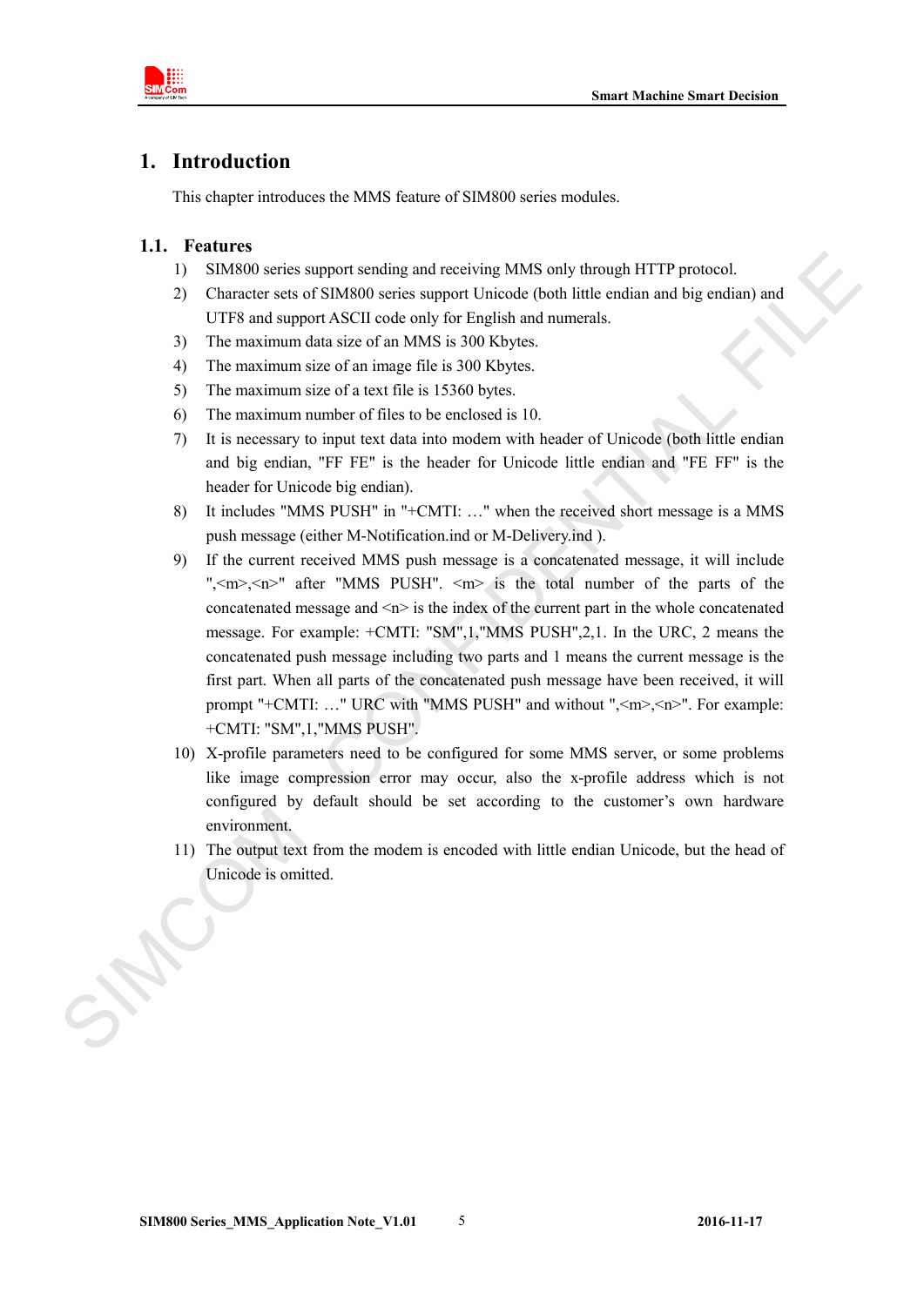# 1. Introduction

This chapter introduces the MMS feature of SIM800 series modules.

## 1.1. Features

1) SIM800 series support sending and receiving MMS only through HTTP protocol.
2) Character sets of SIM800 series support Unicode (both little endian and big endian) and UTF8 and support ASCII code only for English and numerals.
3) The maximum data size of an MMS is 300 Kbytes.
4) The maximum size of an image file is 300 Kbytes.
5) The maximum size of a text file is 15360 bytes.
6) The maximum number of files to be enclosed is 10.
7) It is necessary to input text data into modem with header of Unicode (both little endian and big endian, "FF FE" is the header for Unicode little endian and "FE FF" is the header for Unicode big endian).
8) It includes "MMS PUSH" in "+CMTI: …" when the received short message is a MMS push message (either M-Notification.ind or M-Delivery.ind ).
9) If the current received MMS push message is a concatenated message, it will include ",<m>,<n>" after "MMS PUSH". <m> is the total number of the parts of the concatenated message and <n> is the index of the current part in the whole concatenated message. For example: +CMTI: "SM",1,"MMS PUSH",2,1. In the URC, 2 means the concatenated push message including two parts and 1 means the current message is the first part. When all parts of the concatenated push message have been received, it will prompt "+CMTI: …" URC with "MMS PUSH" and without ",<m>,<n>". For example: +CMTI: "SM",1,"MMS PUSH".
10) X-profile parameters need to be configured for some MMS server, or some problems like image compression error may occur, also the x-profile address which is not configured by default should be set according to the customer's own hardware environment.
11) The output text from the modem is encoded with little endian Unicode, but the head of Unicode is omitted.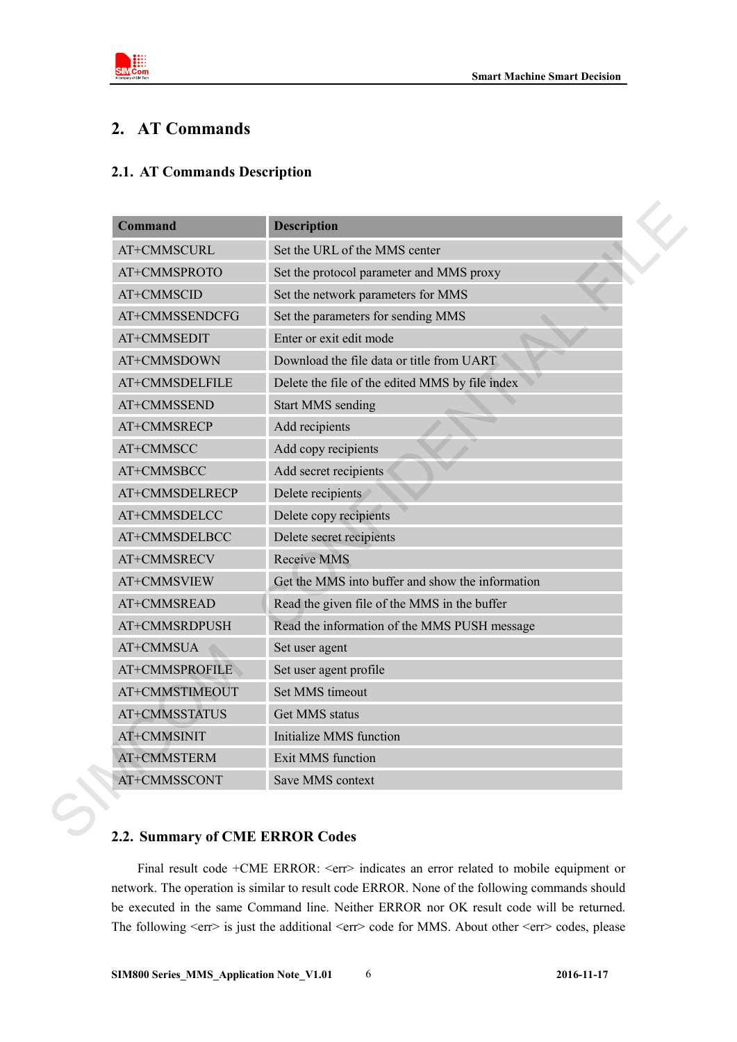# 2. AT Commands

## 2.1. AT Commands Description

| Command | Description |
|---|---|
| AT+CMMSCURL | Set the URL of the MMS center |
| AT+CMMSPROTO | Set the protocol parameter and MMS proxy |
| AT+CMMSCID | Set the network parameters for MMS |
| AT+CMMSSENDCFG | Set the parameters for sending MMS |
| AT+CMMSEDIT | Enter or exit edit mode |
| AT+CMMSDOWN | Download the file data or title from UART |
| AT+CMMSDELFILE | Delete the file of the edited MMS by file index |
| AT+CMMSSEND | Start MMS sending |
| AT+CMMSRECP | Add recipients |
| AT+CMMSCC | Add copy recipients |
| AT+CMMSBCC | Add secret recipients |
| AT+CMMSDELRECP | Delete recipients |
| AT+CMMSDELCC | Delete copy recipients |
| AT+CMMSDELBCC | Delete secret recipients |
| AT+CMMSRECV | Receive MMS |
| AT+CMMSVIEW | Get the MMS into buffer and show the information |
| AT+CMMSREAD | Read the given file of the MMS in the buffer |
| AT+CMMSRDPUSH | Read the information of the MMS PUSH message |
| AT+CMMSUA | Set user agent |
| AT+CMMSPROFILE | Set user agent profile |
| AT+CMMSTIMEOUT | Set MMS timeout |
| AT+CMMSSTATUS | Get MMS status |
| AT+CMMSINIT | Initialize MMS function |
| AT+CMMSTERM | Exit MMS function |
| AT+CMMSSCONT | Save MMS context |

## 2.2. Summary of CME ERROR Codes

Final result code +CME ERROR: <err> indicates an error related to mobile equipment or network. The operation is similar to result code ERROR. None of the following commands should be executed in the same Command line. Neither ERROR nor OK result code will be returned. The following <err> is just the additional <err> code for MMS. About other <err> codes, please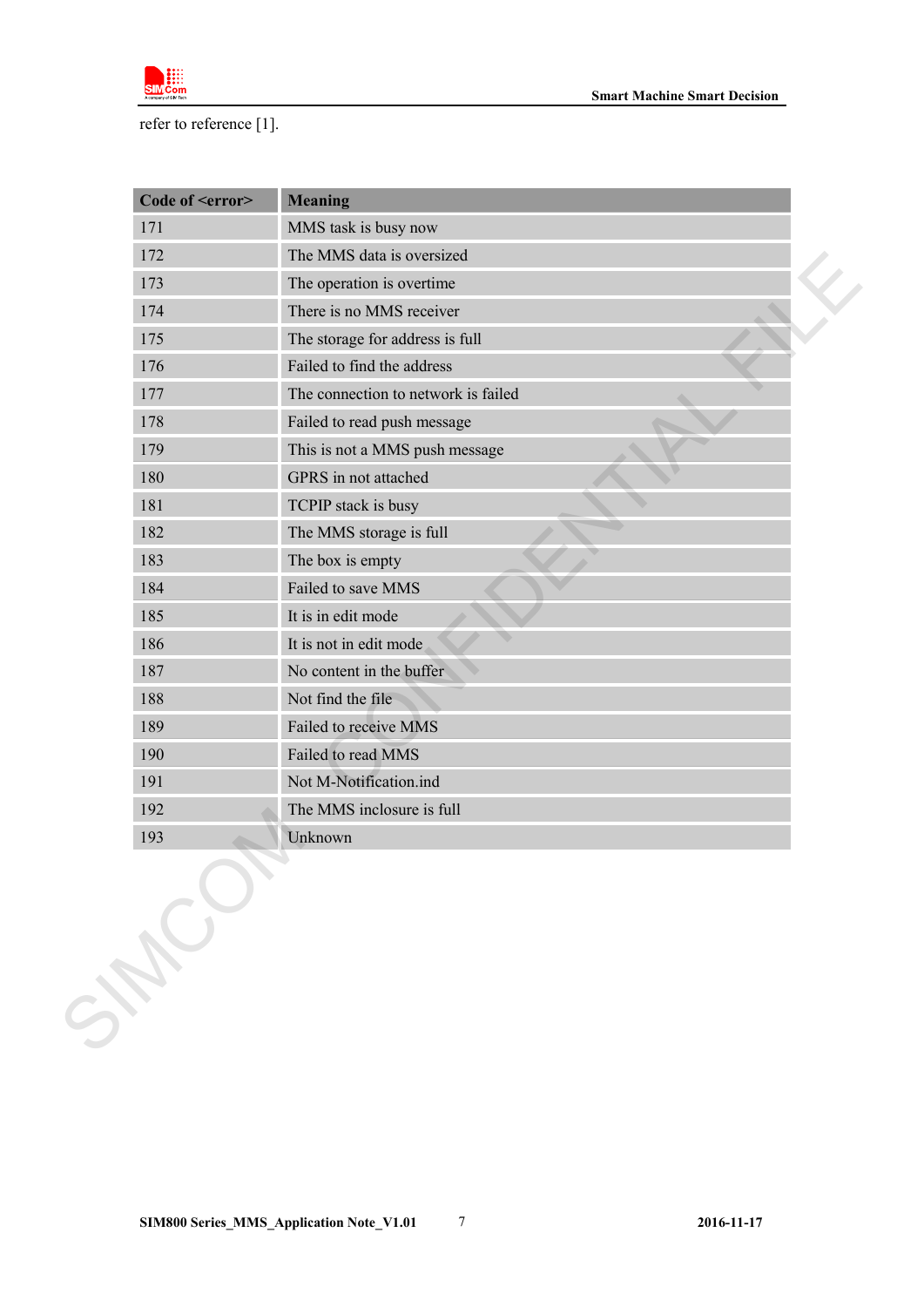refer to reference [1].

| Code of <error> | Meaning |
|---|---|
| 171 | MMS task is busy now |
| 172 | The MMS data is oversized |
| 173 | The operation is overtime |
| 174 | There is no MMS receiver |
| 175 | The storage for address is full |
| 176 | Failed to find the address |
| 177 | The connection to network is failed |
| 178 | Failed to read push message |
| 179 | This is not a MMS push message |
| 180 | GPRS in not attached |
| 181 | TCPIP stack is busy |
| 182 | The MMS storage is full |
| 183 | The box is empty |
| 184 | Failed to save MMS |
| 185 | It is in edit mode |
| 186 | It is not in edit mode |
| 187 | No content in the buffer |
| 188 | Not find the file |
| 189 | Failed to receive MMS |
| 190 | Failed to read MMS |
| 191 | Not M-Notification.ind |
| 192 | The MMS inclosure is full |
| 193 | Unknown |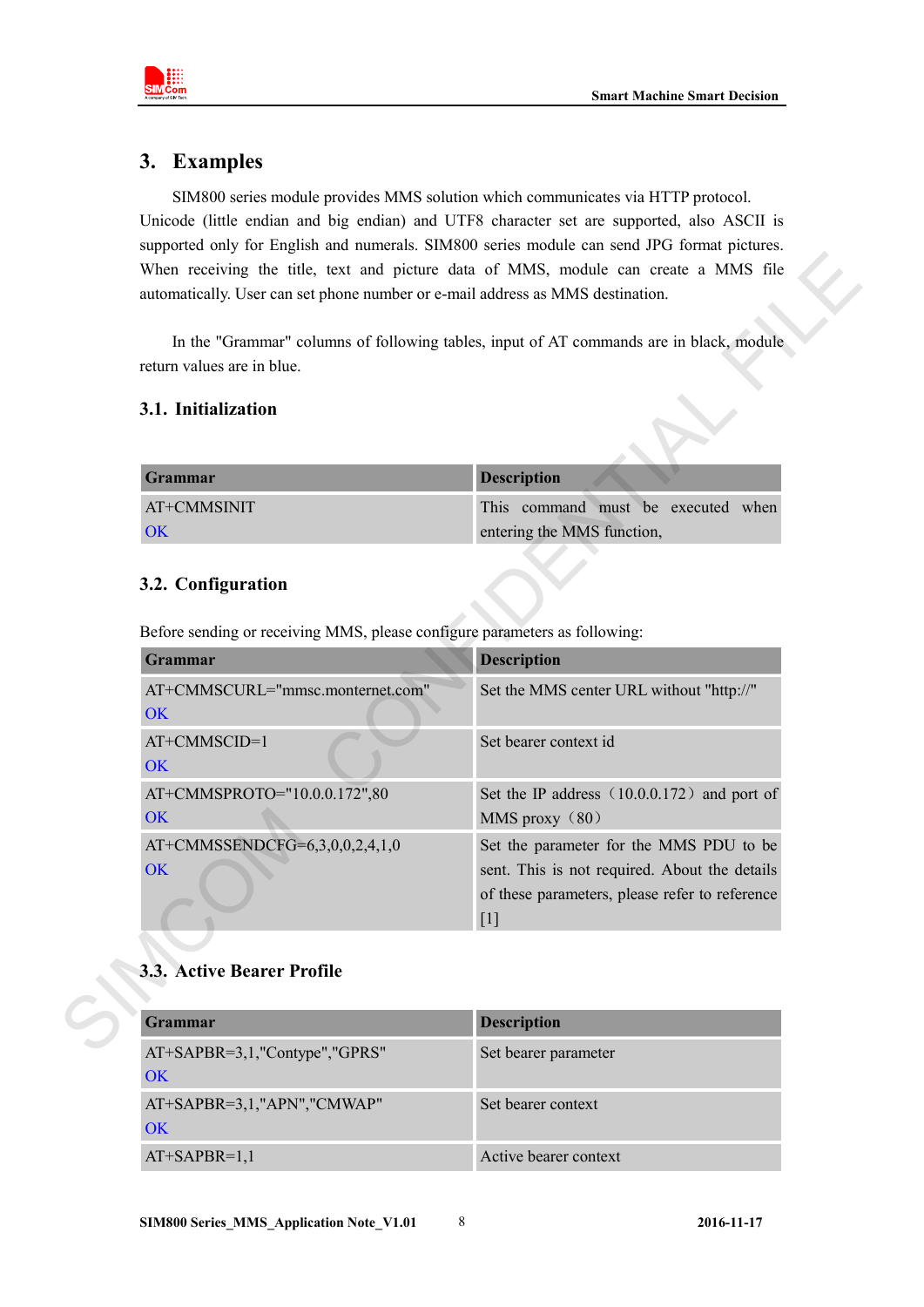# 3. Examples

SIM800 series module provides MMS solution which communicates via HTTP protocol. Unicode (little endian and big endian) and UTF8 character set are supported, also ASCII is supported only for English and numerals. SIM800 series module can send JPG format pictures. When receiving the title, text and picture data of MMS, module can create a MMS file automatically. User can set phone number or e-mail address as MMS destination.

In the "Grammar" columns of following tables, input of AT commands are in black, module return values are in blue.

## 3.1. Initialization

| Grammar | Description |
|---|---|
| AT+CMMSINIT<br>OK | This command must be executed when entering the MMS function, |

## 3.2. Configuration

Before sending or receiving MMS, please configure parameters as following:

| Grammar | Description |
|---|---|
| AT+CMMSCURL="mmsc.monternet.com"<br>OK | Set the MMS center URL without "http://" |
| AT+CMMSCID=1<br>OK | Set bearer context id |
| AT+CMMSPROTO="10.0.0.172",80<br>OK | Set the IP address（10.0.0.172）and port of MMS proxy（80） |
| AT+CMMSSENDCFG=6,3,0,0,2,4,1,0<br>OK | Set the parameter for the MMS PDU to be sent. This is not required. About the details of these parameters, please refer to reference [1] |

## 3.3. Active Bearer Profile

| Grammar | Description |
|---|---|
| AT+SAPBR=3,1,"Contype","GPRS"<br>OK | Set bearer parameter |
| AT+SAPBR=3,1,"APN","CMWAP"<br>OK | Set bearer context |
| AT+SAPBR=1,1 | Active bearer context |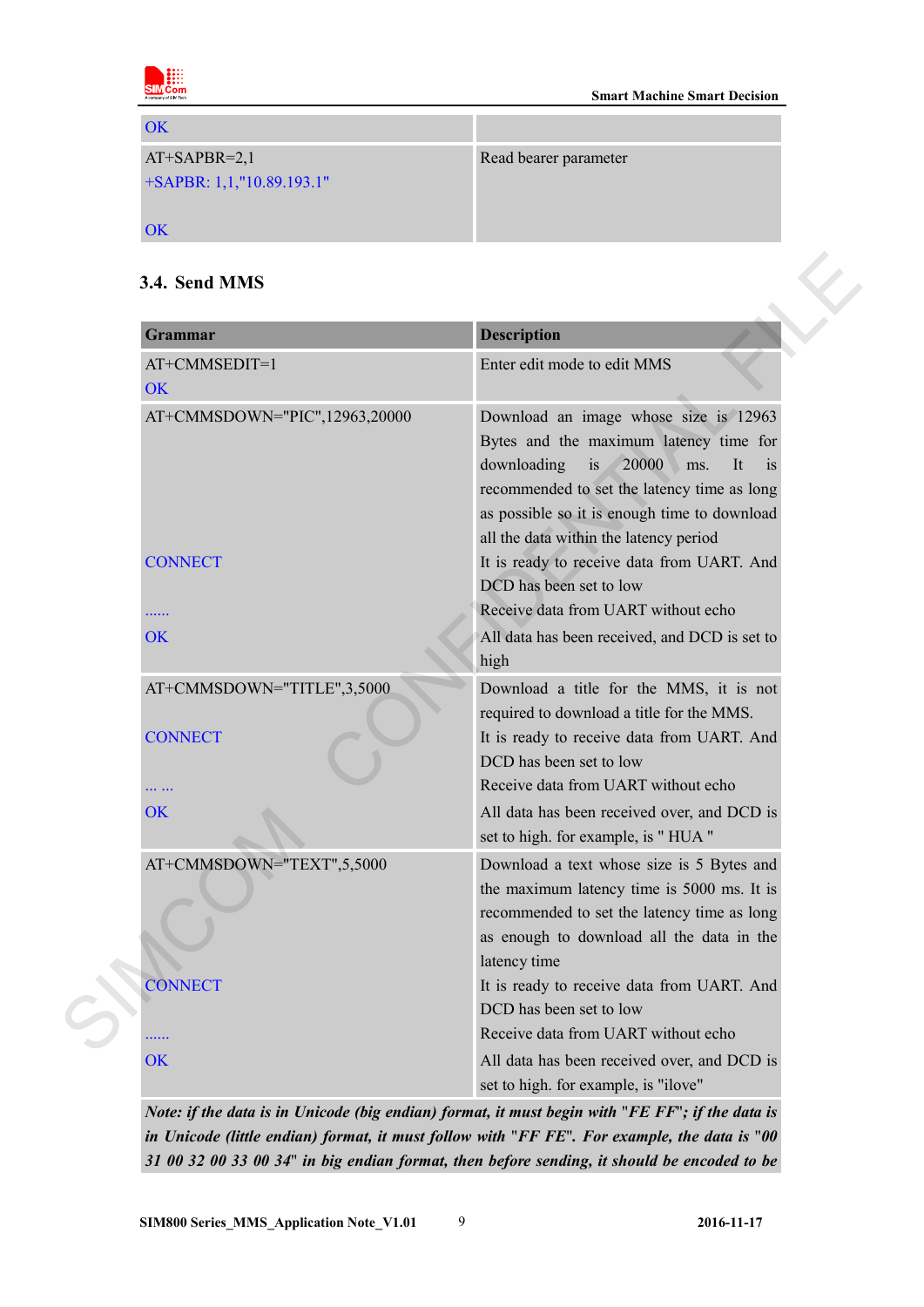| | |
|---|---|
| OK | |
| AT+SAPBR=2,1<br>+SAPBR: 1,1,"10.89.193.1"<br><br>OK | Read bearer parameter |

### 3.4. Send MMS

| Grammar | Description |
|---|---|
| AT+CMMSEDIT=1<br>OK | Enter edit mode to edit MMS |
| AT+CMMSDOWN="PIC",12963,20000<br><br><br><br><br><br>CONNECT<br><br>......<br>OK | Download an image whose size is 12963 Bytes and the maximum latency time for downloading is 20000 ms. It is recommended to set the latency time as long as possible so it is enough time to download all the data within the latency period<br>It is ready to receive data from UART. And DCD has been set to low<br>Receive data from UART without echo<br>All data has been received, and DCD is set to high |
| AT+CMMSDOWN="TITLE",3,5000<br><br>CONNECT<br><br>... ...<br>OK | Download a title for the MMS, it is not required to download a title for the MMS.<br>It is ready to receive data from UART. And DCD has been set to low<br>Receive data from UART without echo<br>All data has been received over, and DCD is set to high. for example, is " HUA " |
| AT+CMMSDOWN="TEXT",5,5000<br><br><br><br><br>CONNECT<br><br>......<br>OK | Download a text whose size is 5 Bytes and the maximum latency time is 5000 ms. It is recommended to set the latency time as long as enough to download all the data in the latency time<br>It is ready to receive data from UART. And DCD has been set to low<br>Receive data from UART without echo<br>All data has been received over, and DCD is set to high. for example, is "ilove" |

*Note: if the data is in Unicode (big endian) format, it must begin with "FE FF"; if the data is in Unicode (little endian) format, it must follow with "FF FE". For example, the data is "00 31 00 32 00 33 00 34" in big endian format, then before sending, it should be encoded to be*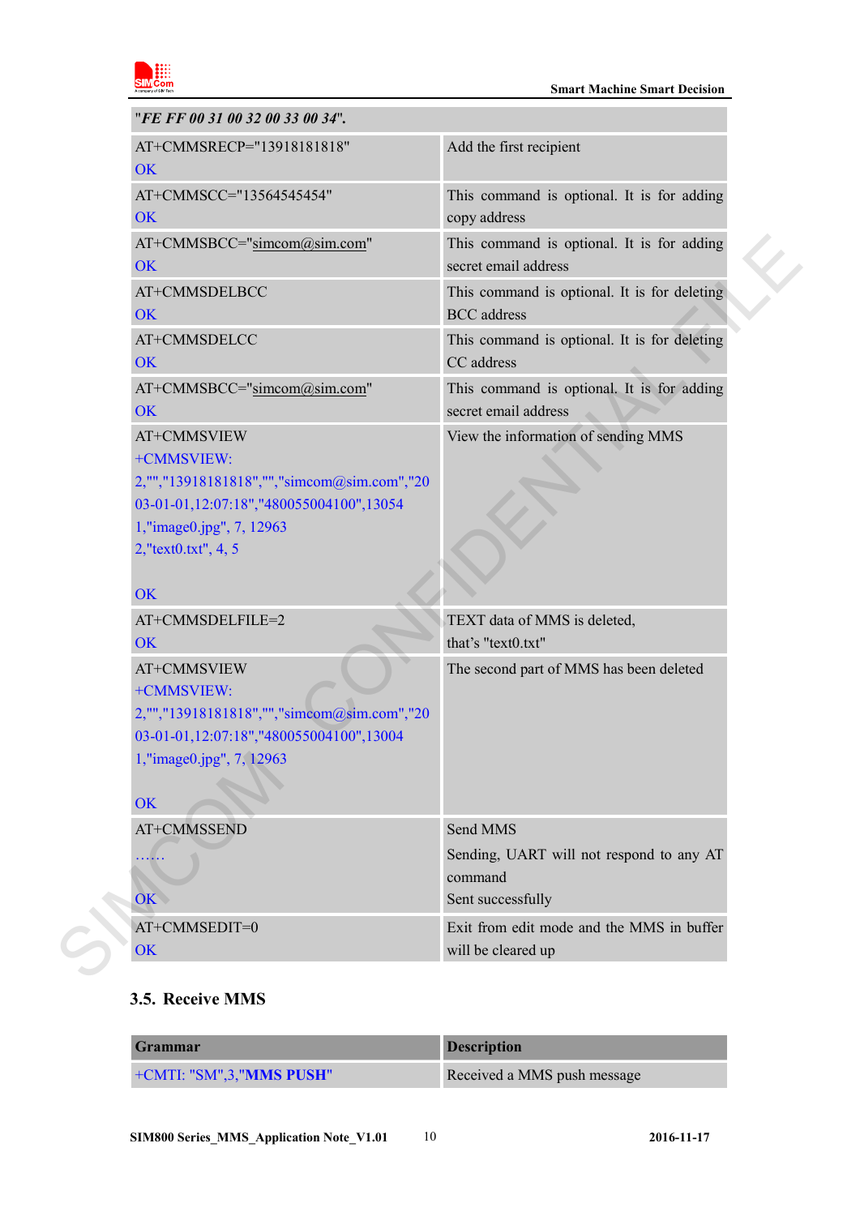| | |
|---|---|
| "*FE FF 00 31 00 32 00 33 00 34*". | |
| AT+CMMSRECP="13918181818"<br>OK | Add the first recipient |
| AT+CMMSCC="13564545454"<br>OK | This command is optional. It is for adding copy address |
| AT+CMMSBCC="simcom@sim.com"<br>OK | This command is optional. It is for adding secret email address |
| AT+CMMSDELBCC<br>OK | This command is optional. It is for deleting BCC address |
| AT+CMMSDELCC<br>OK | This command is optional. It is for deleting CC address |
| AT+CMMSBCC="simcom@sim.com"<br>OK | This command is optional. It is for adding secret email address |
| AT+CMMSVIEW<br>+CMMSVIEW:<br>2,"","13918181818","","simcom@sim.com","2003-01-01,12:07:18","480055004100",13054<br>1,"image0.jpg", 7, 12963<br>2,"text0.txt", 4, 5<br><br>OK | View the information of sending MMS |
| AT+CMMSDELFILE=2<br>OK | TEXT data of MMS is deleted, that's "text0.txt" |
| AT+CMMSVIEW<br>+CMMSVIEW:<br>2,"","13918181818","","simcom@sim.com","2003-01-01,12:07:18","480055004100",13004<br>1,"image0.jpg", 7, 12963<br><br>OK | The second part of MMS has been deleted |
| AT+CMMSSEND<br>……<br><br>OK | Send MMS<br>Sending, UART will not respond to any AT command<br>Sent successfully |
| AT+CMMSEDIT=0<br>OK | Exit from edit mode and the MMS in buffer will be cleared up |

### 3.5. Receive MMS

| Grammar | Description |
|---|---|
| +CMTI: "SM",3,"**MMS PUSH**" | Received a MMS push message |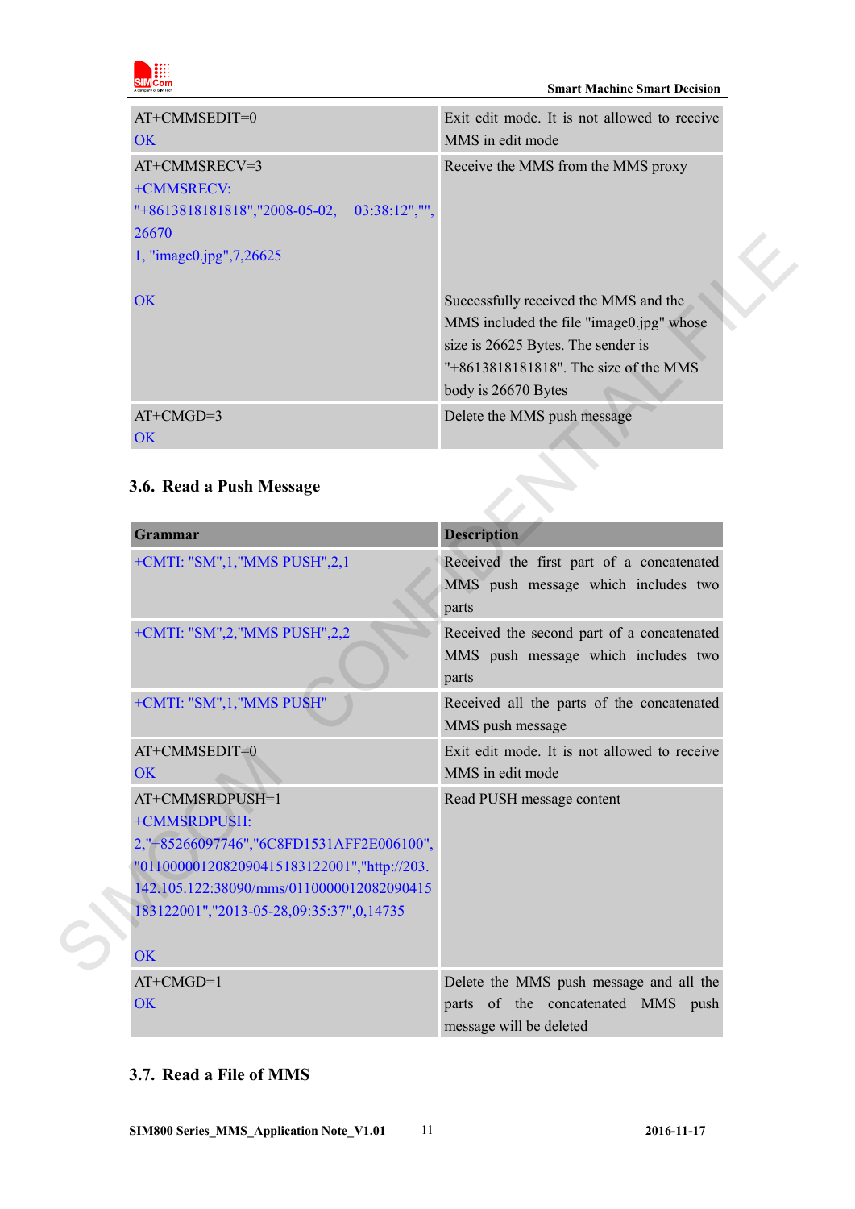| | |
|---|---|
| AT+CMMSEDIT=0<br>OK | Exit edit mode. It is not allowed to receive MMS in edit mode |
| AT+CMMSRECV=3<br>+CMMSRECV: "+8613818181818","2008-05-02, 03:38:12","", 26670<br>1, "image0.jpg",7,26625<br><br>OK | Receive the MMS from the MMS proxy<br><br><br><br><br>Successfully received the MMS and the MMS included the file "image0.jpg" whose size is 26625 Bytes. The sender is "+8613818181818". The size of the MMS body is 26670 Bytes |
| AT+CMGD=3<br>OK | Delete the MMS push message |

## 3.6. Read a Push Message

| Grammar | Description |
|---|---|
| +CMTI: "SM",1,"MMS PUSH",2,1 | Received the first part of a concatenated MMS push message which includes two parts |
| +CMTI: "SM",2,"MMS PUSH",2,2 | Received the second part of a concatenated MMS push message which includes two parts |
| +CMTI: "SM",1,"MMS PUSH" | Received all the parts of the concatenated MMS push message |
| AT+CMMSEDIT=0<br>OK | Exit edit mode. It is not allowed to receive MMS in edit mode |
| AT+CMMSRDPUSH=1<br>+CMMSRDPUSH: 2,"+85266097746","6C8FD1531AFF2E006100", "0110000012082090415183122001","http://203.142.105.122:38090/mms/0110000012082090415183122001","2013-05-28,09:35:37",0,14735<br><br>OK | Read PUSH message content |
| AT+CMGD=1<br>OK | Delete the MMS push message and all the parts of the concatenated MMS push message will be deleted |

## 3.7. Read a File of MMS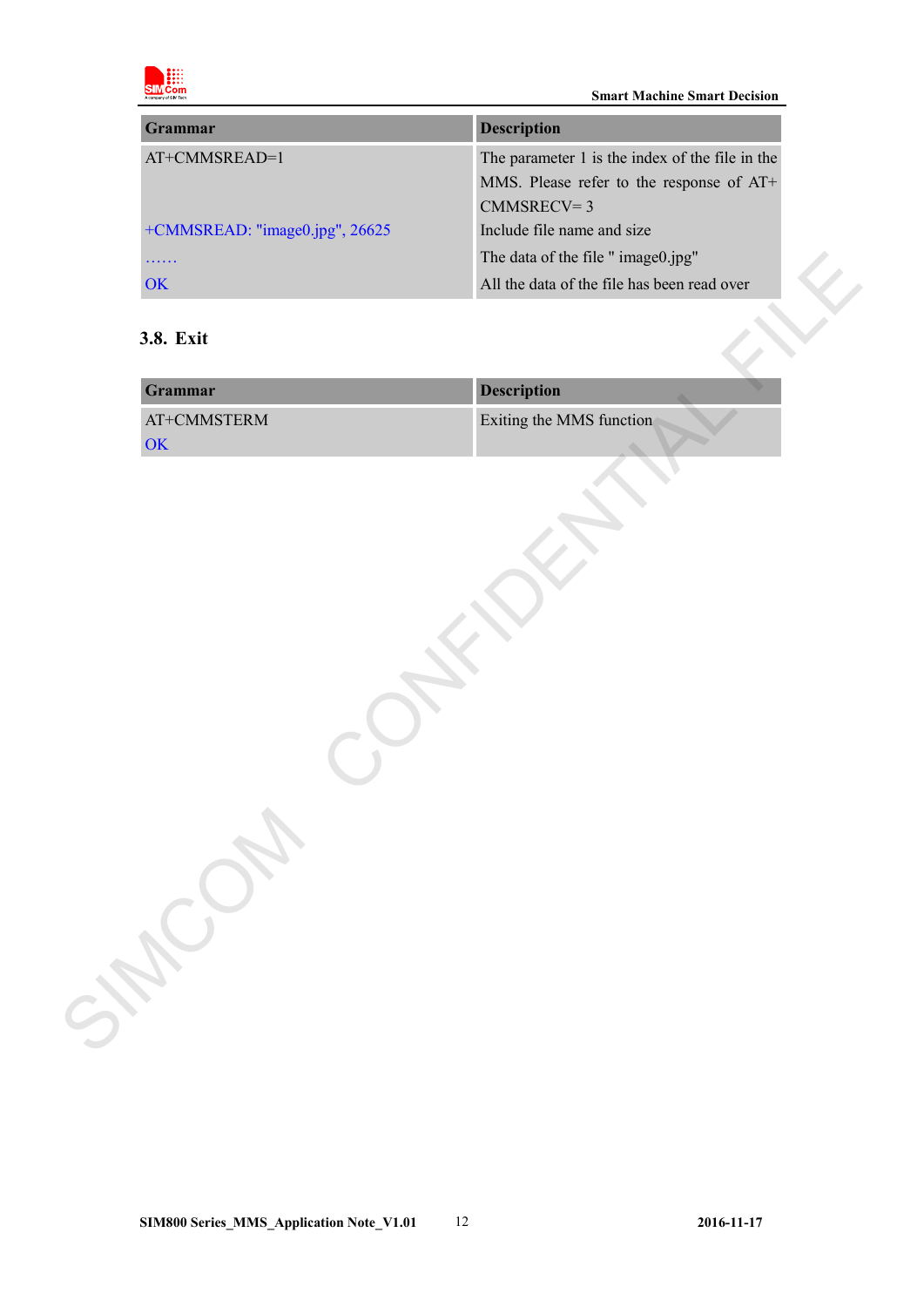| Grammar | Description |
|---|---|
| AT+CMMSREAD=1 | The parameter 1 is the index of the file in the MMS. Please refer to the response of AT+ CMMSRECV= 3 |
| +CMMSREAD: "image0.jpg", 26625 | Include file name and size |
| …… | The data of the file " image0.jpg" |
| OK | All the data of the file has been read over |

### 3.8. Exit

| Grammar | Description |
|---|---|
| AT+CMMSTERM<br>OK | Exiting the MMS function |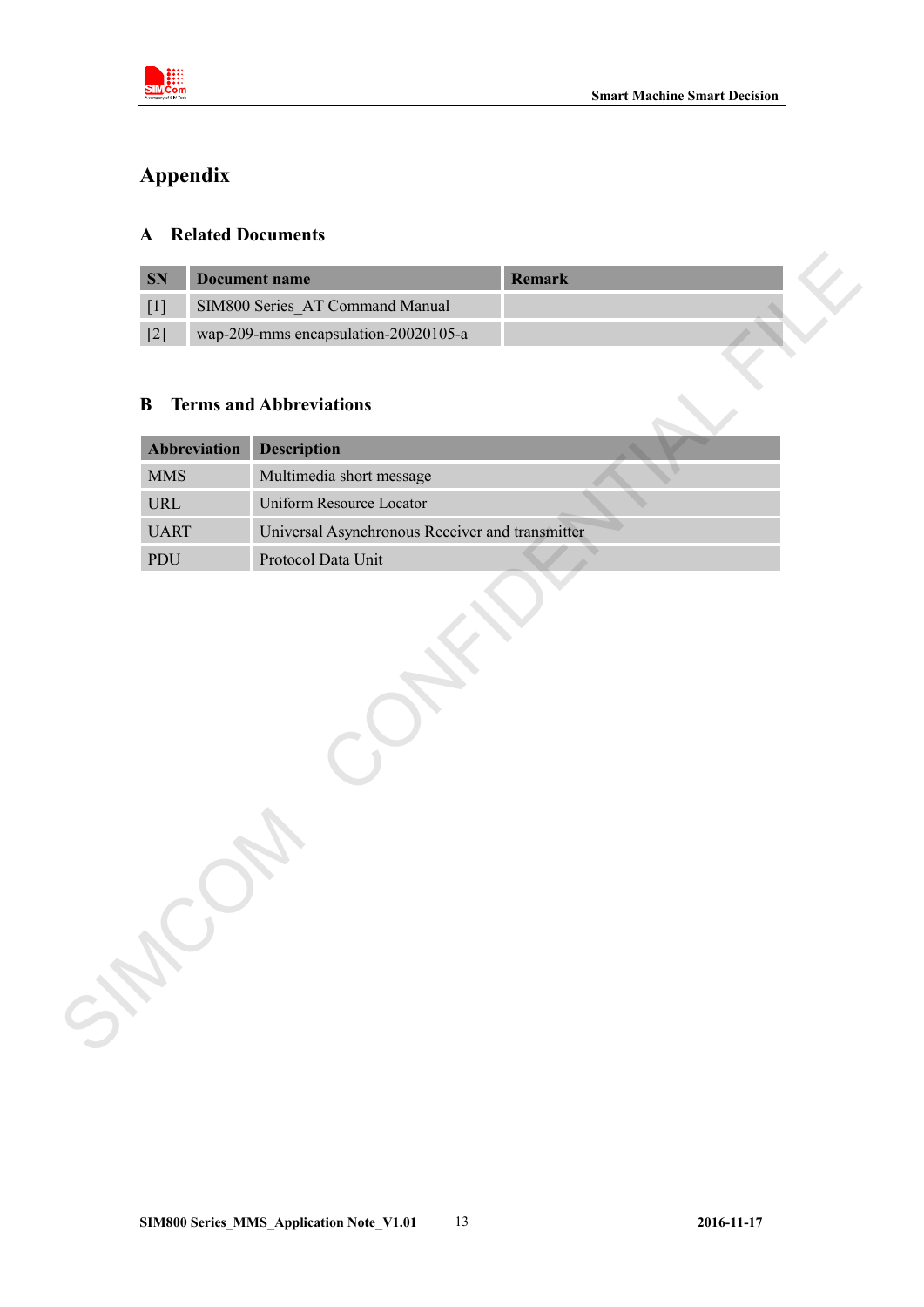# Appendix

## A Related Documents

| SN | Document name | Remark |
|---|---|---|
| [1] | SIM800 Series_AT Command Manual | |
| [2] | wap-209-mms encapsulation-20020105-a | |

## B Terms and Abbreviations

| Abbreviation | Description |
|---|---|
| MMS | Multimedia short message |
| URL | Uniform Resource Locator |
| UART | Universal Asynchronous Receiver and transmitter |
| PDU | Protocol Data Unit |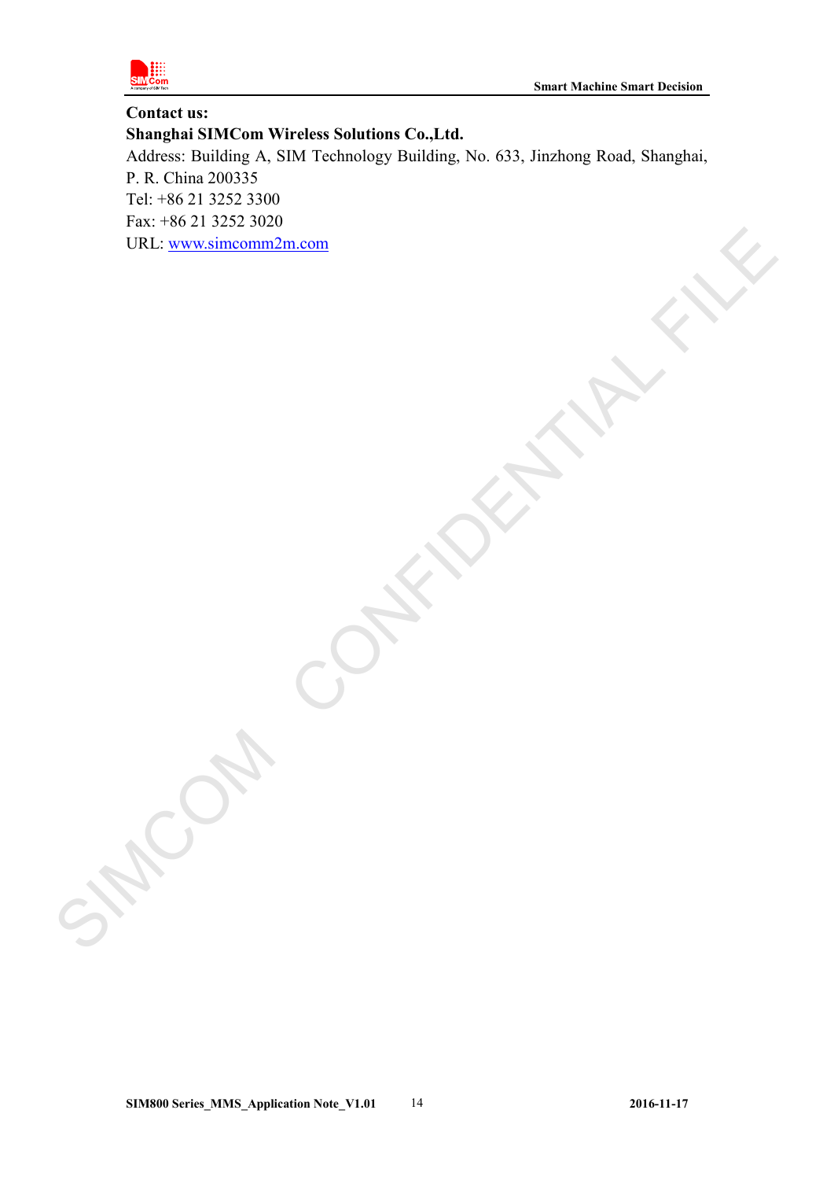**Contact us:**

**Shanghai SIMCom Wireless Solutions Co.,Ltd.**

Address: Building A, SIM Technology Building, No. 633, Jinzhong Road, Shanghai, P. R. China 200335

Tel: +86 21 3252 3300

Fax: +86 21 3252 3020

URL: www.simcomm2m.com